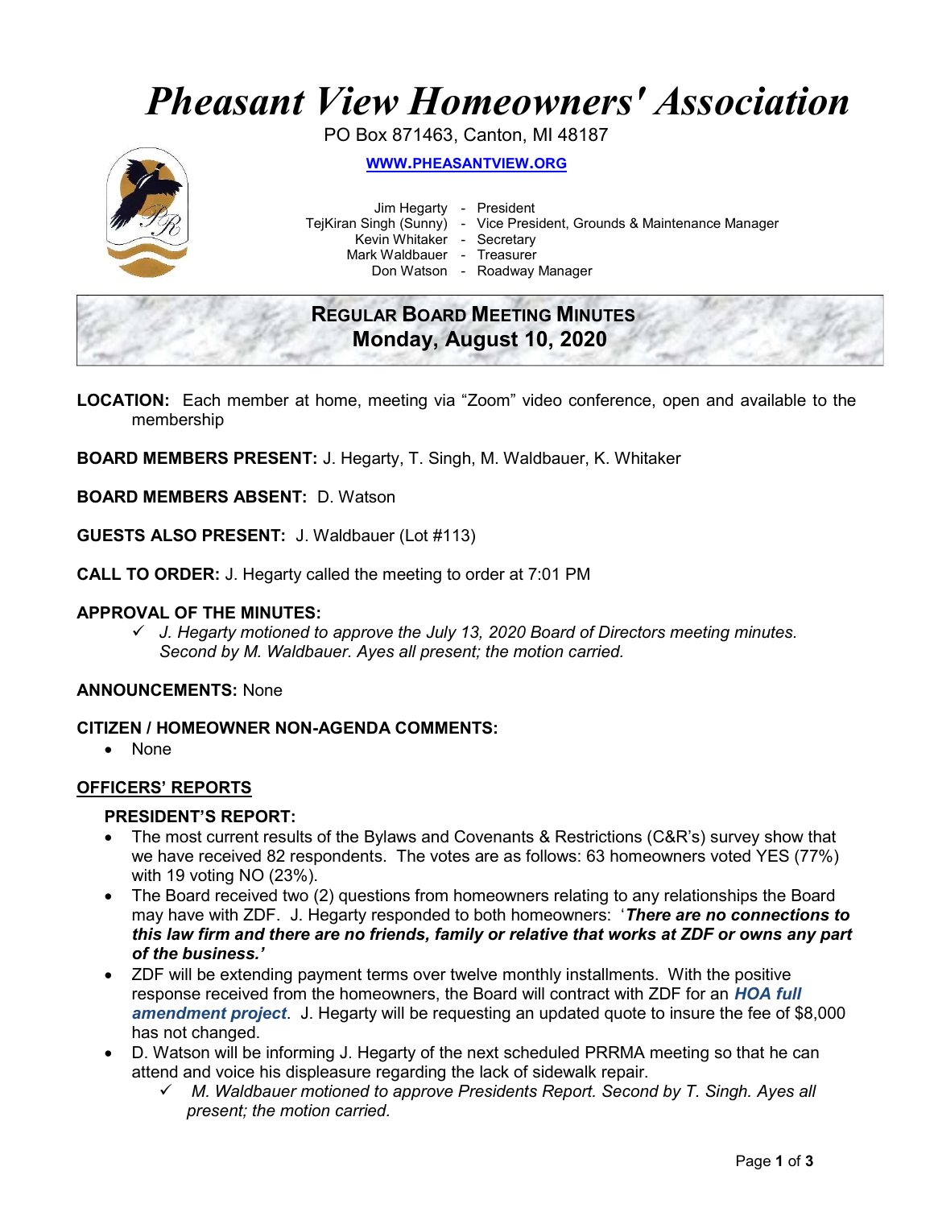# *Pheasant View Homeowners' Association*

PO Box 871463, Canton, MI 48187

**WWW.PHEASANTVIEW.ORG**

Jim Hegarty - President
TejKiran Singh (Sunny) - Vice President, Grounds & Maintenance Manager
Kevin Whitaker - Secretary
Mark Waldbauer - Treasurer
Don Watson - Roadway Manager

## REGULAR BOARD MEETING MINUTES
## Monday, August 10, 2020

**LOCATION:** Each member at home, meeting via "Zoom" video conference, open and available to the membership

**BOARD MEMBERS PRESENT:** J. Hegarty, T. Singh, M. Waldbauer, K. Whitaker

**BOARD MEMBERS ABSENT:** D. Watson

**GUESTS ALSO PRESENT:** J. Waldbauer (Lot #113)

**CALL TO ORDER:** J. Hegarty called the meeting to order at 7:01 PM

**APPROVAL OF THE MINUTES:**

- ✓ *J. Hegarty motioned to approve the July 13, 2020 Board of Directors meeting minutes. Second by M. Waldbauer. Ayes all present; the motion carried.*

**ANNOUNCEMENTS:** None

**CITIZEN / HOMEOWNER NON-AGENDA COMMENTS:**

- None

## OFFICERS' REPORTS

### PRESIDENT'S REPORT:

- The most current results of the Bylaws and Covenants & Restrictions (C&R's) survey show that we have received 82 respondents. The votes are as follows: 63 homeowners voted YES (77%) with 19 voting NO (23%).
- The Board received two (2) questions from homeowners relating to any relationships the Board may have with ZDF. J. Hegarty responded to both homeowners: '***There are no connections to this law firm and there are no friends, family or relative that works at ZDF or owns any part of the business.'***
- ZDF will be extending payment terms over twelve monthly installments. With the positive response received from the homeowners, the Board will contract with ZDF for an ***HOA full amendment project***. J. Hegarty will be requesting an updated quote to insure the fee of $8,000 has not changed.
- D. Watson will be informing J. Hegarty of the next scheduled PRRMA meeting so that he can attend and voice his displeasure regarding the lack of sidewalk repair.
  - ✓ *M. Waldbauer motioned to approve Presidents Report. Second by T. Singh. Ayes all present; the motion carried.*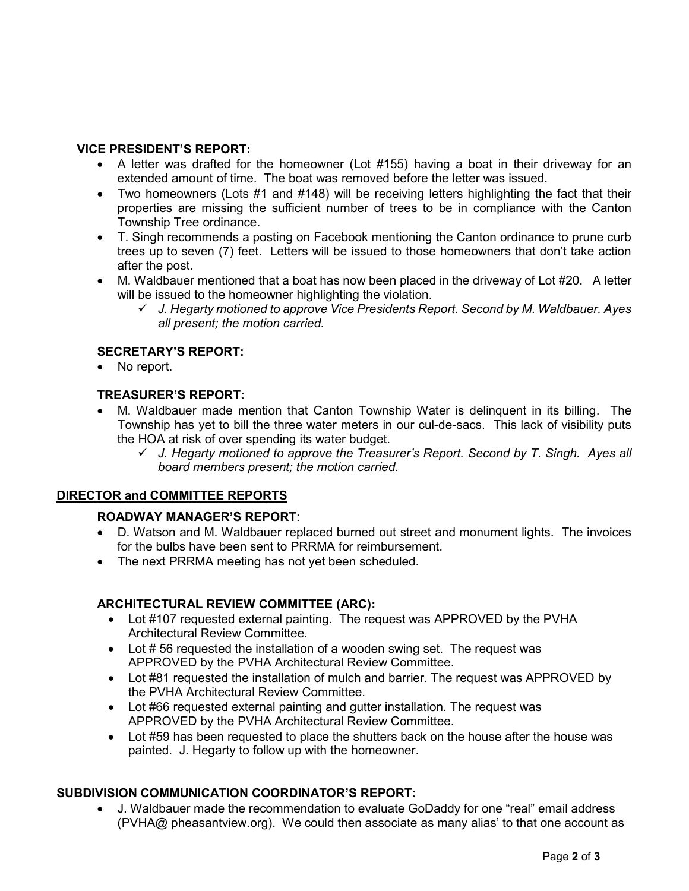### VICE PRESIDENT'S REPORT:

- A letter was drafted for the homeowner (Lot #155) having a boat in their driveway for an extended amount of time. The boat was removed before the letter was issued.
- Two homeowners (Lots #1 and #148) will be receiving letters highlighting the fact that their properties are missing the sufficient number of trees to be in compliance with the Canton Township Tree ordinance.
- T. Singh recommends a posting on Facebook mentioning the Canton ordinance to prune curb trees up to seven (7) feet. Letters will be issued to those homeowners that don't take action after the post.
- M. Waldbauer mentioned that a boat has now been placed in the driveway of Lot #20. A letter will be issued to the homeowner highlighting the violation.
  - ✓ *J. Hegarty motioned to approve Vice Presidents Report. Second by M. Waldbauer. Ayes all present; the motion carried.*

### SECRETARY'S REPORT:

- No report.

### TREASURER'S REPORT:

- M. Waldbauer made mention that Canton Township Water is delinquent in its billing. The Township has yet to bill the three water meters in our cul-de-sacs. This lack of visibility puts the HOA at risk of over spending its water budget.
  - ✓ *J. Hegarty motioned to approve the Treasurer's Report. Second by T. Singh. Ayes all board members present; the motion carried.*

## DIRECTOR and COMMITTEE REPORTS

### ROADWAY MANAGER'S REPORT:

- D. Watson and M. Waldbauer replaced burned out street and monument lights. The invoices for the bulbs have been sent to PRRMA for reimbursement.
- The next PRRMA meeting has not yet been scheduled.

### ARCHITECTURAL REVIEW COMMITTEE (ARC):

- Lot #107 requested external painting. The request was APPROVED by the PVHA Architectural Review Committee.
- Lot # 56 requested the installation of a wooden swing set. The request was APPROVED by the PVHA Architectural Review Committee.
- Lot #81 requested the installation of mulch and barrier. The request was APPROVED by the PVHA Architectural Review Committee.
- Lot #66 requested external painting and gutter installation. The request was APPROVED by the PVHA Architectural Review Committee.
- Lot #59 has been requested to place the shutters back on the house after the house was painted. J. Hegarty to follow up with the homeowner.

### SUBDIVISION COMMUNICATION COORDINATOR'S REPORT:

- J. Waldbauer made the recommendation to evaluate GoDaddy for one "real" email address (PVHA@ pheasantview.org). We could then associate as many alias' to that one account as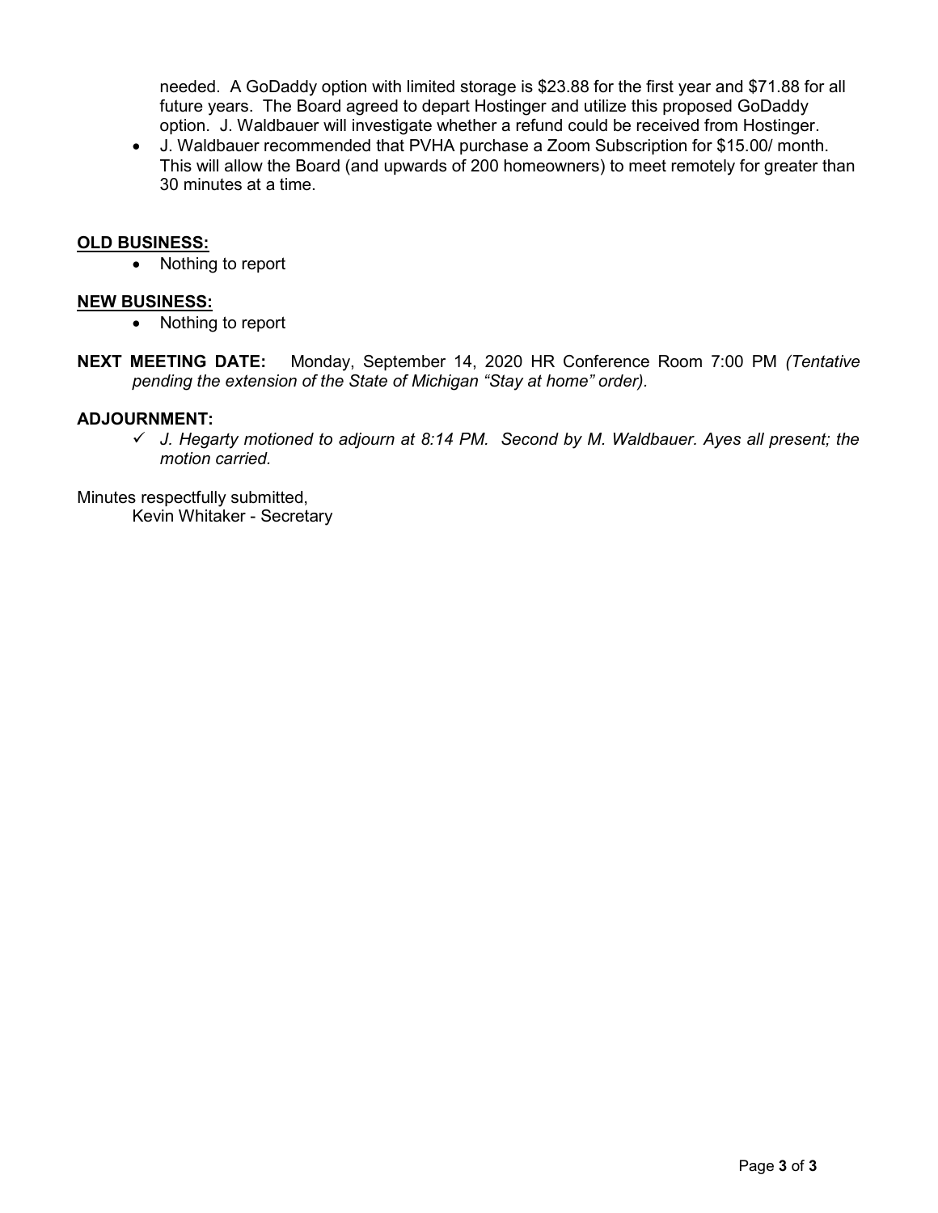needed. A GoDaddy option with limited storage is $23.88 for the first year and $71.88 for all future years. The Board agreed to depart Hostinger and utilize this proposed GoDaddy option. J. Waldbauer will investigate whether a refund could be received from Hostinger.

- J. Waldbauer recommended that PVHA purchase a Zoom Subscription for $15.00/ month. This will allow the Board (and upwards of 200 homeowners) to meet remotely for greater than 30 minutes at a time.

**OLD BUSINESS:**

- Nothing to report

**NEW BUSINESS:**

- Nothing to report

**NEXT MEETING DATE:** Monday, September 14, 2020 HR Conference Room 7:00 PM *(Tentative pending the extension of the State of Michigan "Stay at home" order).*

**ADJOURNMENT:**

- ✓ *J. Hegarty motioned to adjourn at 8:14 PM. Second by M. Waldbauer. Ayes all present; the motion carried.*

Minutes respectfully submitted,
Kevin Whitaker - Secretary